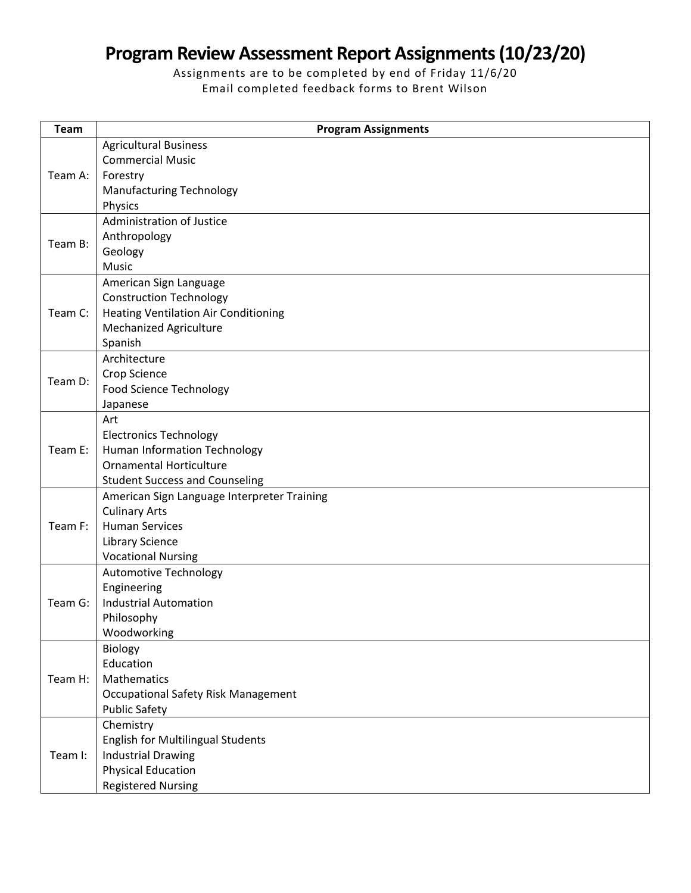# Program Review Assessment Report Assignments (10/23/20)

Assignments are to be completed by end of Friday 11/6/20
Email completed feedback forms to Brent Wilson

| Team | Program Assignments |
| --- | --- |
| Team A: | Agricultural Business<br>Commercial Music<br>Forestry<br>Manufacturing Technology<br>Physics |
| Team B: | Administration of Justice<br>Anthropology<br>Geology<br>Music |
| Team C: | American Sign Language<br>Construction Technology<br>Heating Ventilation Air Conditioning<br>Mechanized Agriculture<br>Spanish |
| Team D: | Architecture<br>Crop Science<br>Food Science Technology<br>Japanese |
| Team E: | Art<br>Electronics Technology<br>Human Information Technology<br>Ornamental Horticulture<br>Student Success and Counseling |
| Team F: | American Sign Language Interpreter Training<br>Culinary Arts<br>Human Services<br>Library Science<br>Vocational Nursing |
| Team G: | Automotive Technology<br>Engineering<br>Industrial Automation<br>Philosophy<br>Woodworking |
| Team H: | Biology<br>Education<br>Mathematics<br>Occupational Safety Risk Management<br>Public Safety |
| Team I: | Chemistry<br>English for Multilingual Students<br>Industrial Drawing<br>Physical Education<br>Registered Nursing |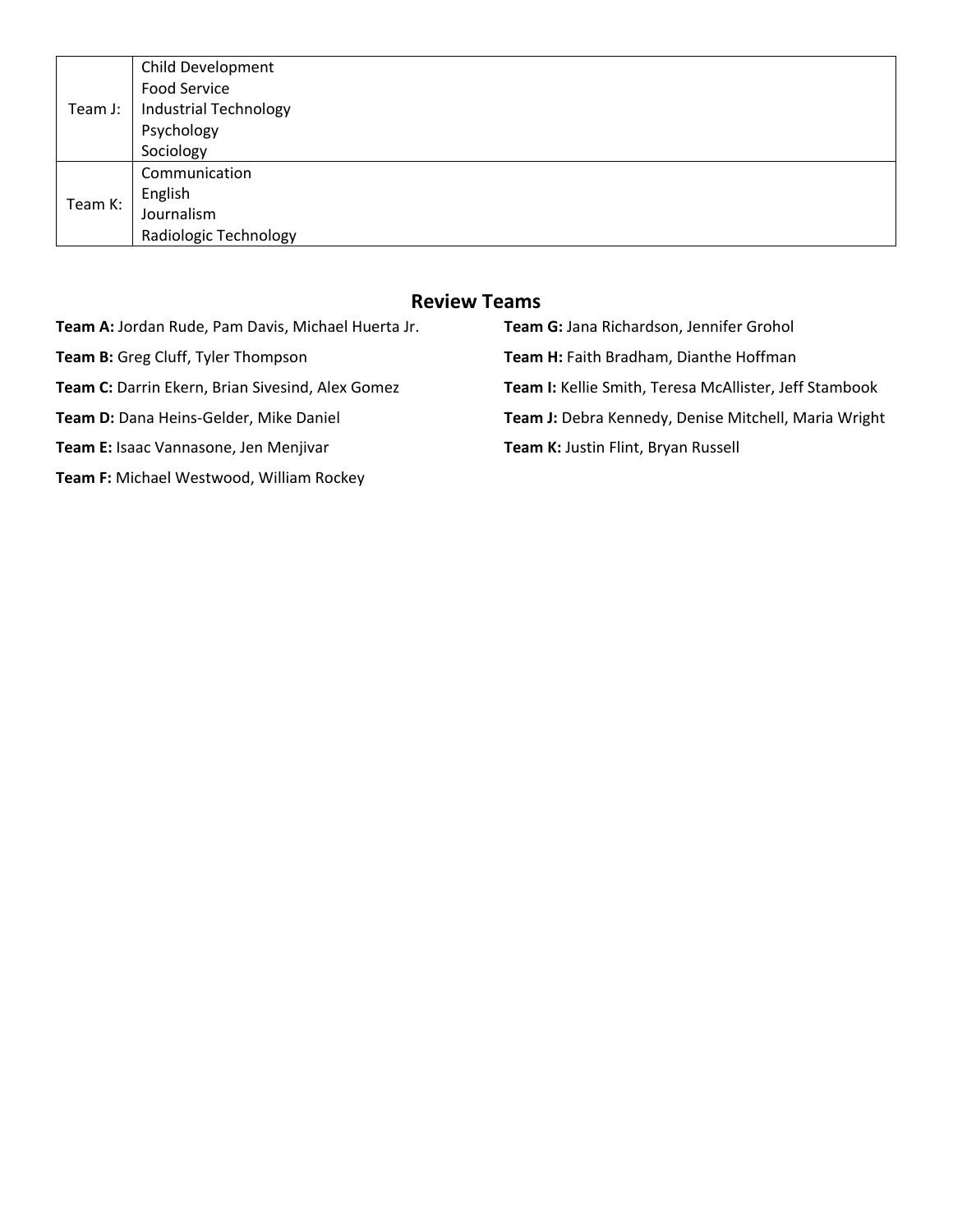| | |
|---|---|
| Team J: | Child Development<br>Food Service<br>Industrial Technology<br>Psychology<br>Sociology |
| Team K: | Communication<br>English<br>Journalism<br>Radiologic Technology |

## Review Teams

**Team A:** Jordan Rude, Pam Davis, Michael Huerta Jr.

**Team B:** Greg Cluff, Tyler Thompson

**Team C:** Darrin Ekern, Brian Sivesind, Alex Gomez

**Team D:** Dana Heins-Gelder, Mike Daniel

**Team E:** Isaac Vannasone, Jen Menjivar

**Team F:** Michael Westwood, William Rockey

**Team G:** Jana Richardson, Jennifer Grohol

**Team H:** Faith Bradham, Dianthe Hoffman

**Team I:** Kellie Smith, Teresa McAllister, Jeff Stambook

**Team J:** Debra Kennedy, Denise Mitchell, Maria Wright

**Team K:** Justin Flint, Bryan Russell